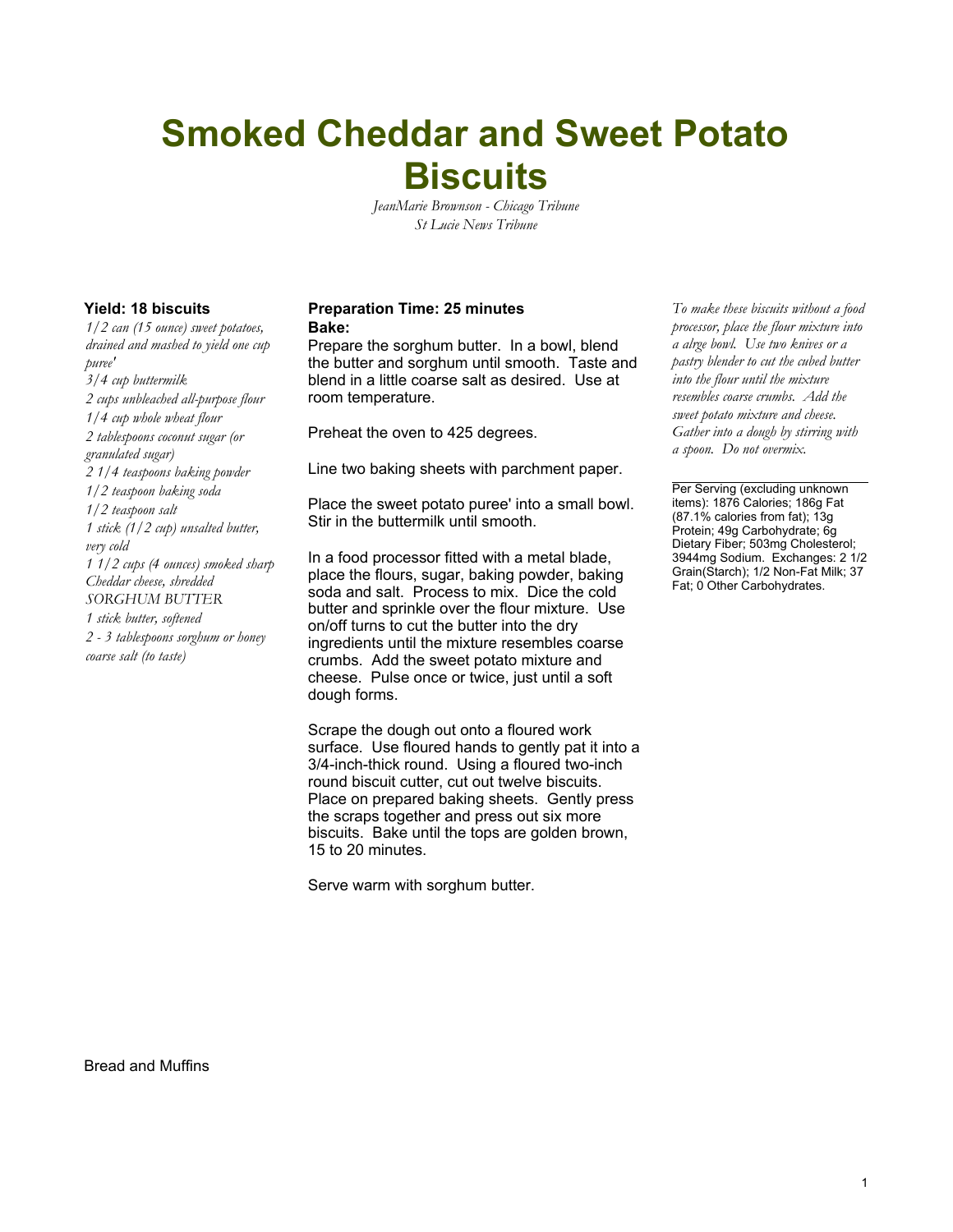# Smoked Cheddar and Sweet Potato Biscuits

*JeanMarie Brownson - Chicago Tribune*
*St Lucie News Tribune*

**Yield: 18 biscuits**

*1/2 can (15 ounce) sweet potatoes, drained and mashed to yield one cup puree'*
*3/4 cup buttermilk*
*2 cups unbleached all-purpose flour*
*1/4 cup whole wheat flour*
*2 tablespoons coconut sugar (or granulated sugar)*
*2 1/4 teaspoons baking powder*
*1/2 teaspoon baking soda*
*1/2 teaspoon salt*
*1 stick (1/2 cup) unsalted butter, very cold*
*1 1/2 cups (4 ounces) smoked sharp Cheddar cheese, shredded*
*SORGHUM BUTTER*
*1 stick butter, softened*
*2 - 3 tablespoons sorghum or honey*
*coarse salt (to taste)*

**Preparation Time: 25 minutes**
**Bake:**

Prepare the sorghum butter. In a bowl, blend the butter and sorghum until smooth. Taste and blend in a little coarse salt as desired. Use at room temperature.

Preheat the oven to 425 degrees.

Line two baking sheets with parchment paper.

Place the sweet potato puree' into a small bowl. Stir in the buttermilk until smooth.

In a food processor fitted with a metal blade, place the flours, sugar, baking powder, baking soda and salt. Process to mix. Dice the cold butter and sprinkle over the flour mixture. Use on/off turns to cut the butter into the dry ingredients until the mixture resembles coarse crumbs. Add the sweet potato mixture and cheese. Pulse once or twice, just until a soft dough forms.

Scrape the dough out onto a floured work surface. Use floured hands to gently pat it into a 3/4-inch-thick round. Using a floured two-inch round biscuit cutter, cut out twelve biscuits. Place on prepared baking sheets. Gently press the scraps together and press out six more biscuits. Bake until the tops are golden brown, 15 to 20 minutes.

Serve warm with sorghum butter.

*To make these biscuits without a food processor, place the flour mixture into a alrge bowl. Use two knives or a pastry blender to cut the cubed butter into the flour until the mixture resembles coarse crumbs. Add the sweet potato mixture and cheese. Gather into a dough by stirring with a spoon. Do not overmix.*

---

Per Serving (excluding unknown items): 1876 Calories; 186g Fat (87.1% calories from fat); 13g Protein; 49g Carbohydrate; 6g Dietary Fiber; 503mg Cholesterol; 3944mg Sodium. Exchanges: 2 1/2 Grain(Starch); 1/2 Non-Fat Milk; 37 Fat; 0 Other Carbohydrates.

Bread and Muffins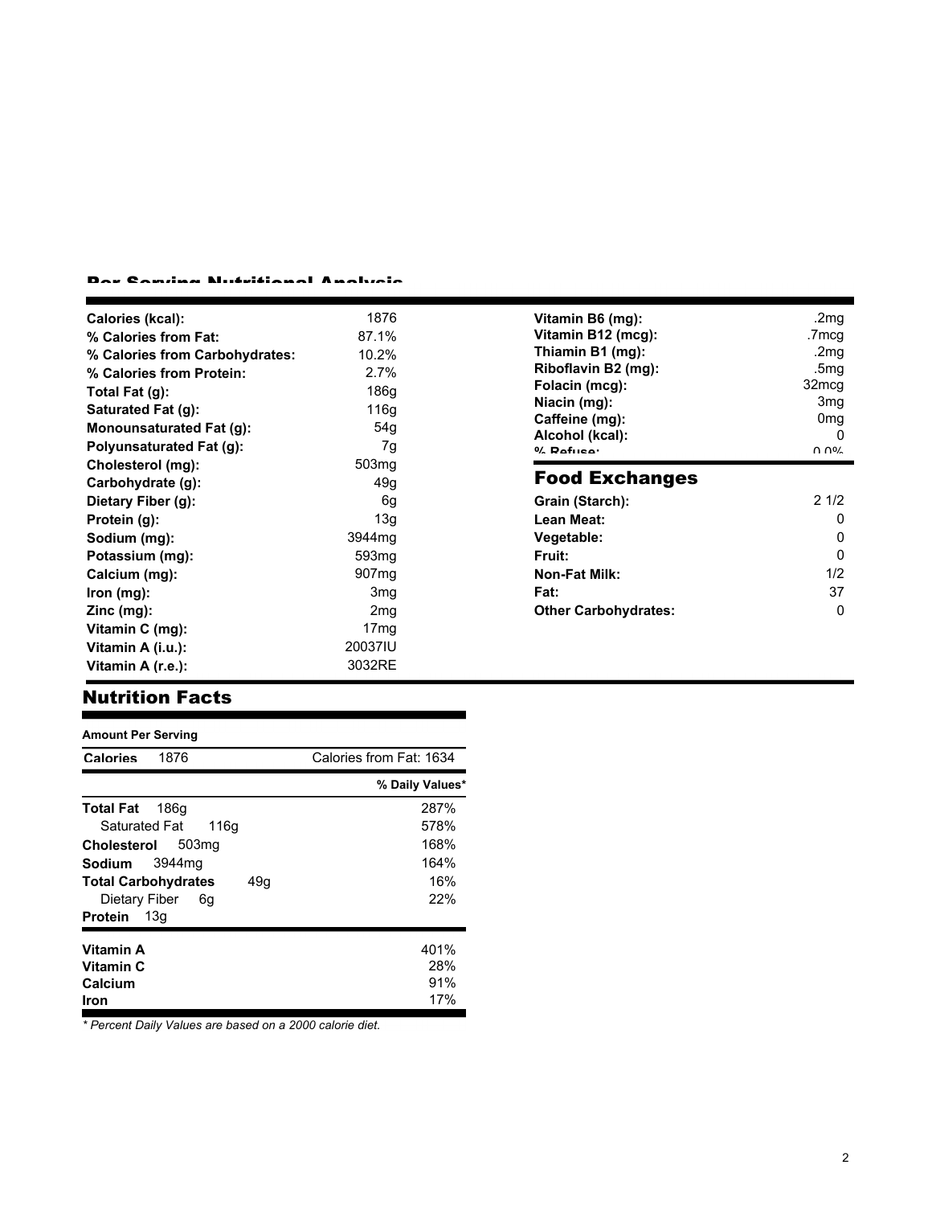## Per Serving Nutritional Analysis

| | |
|---|---|
| **Calories (kcal):** | 1876 |
| **% Calories from Fat:** | 87.1% |
| **% Calories from Carbohydrates:** | 10.2% |
| **% Calories from Protein:** | 2.7% |
| **Total Fat (g):** | 186g |
| **Saturated Fat (g):** | 116g |
| **Monounsaturated Fat (g):** | 54g |
| **Polyunsaturated Fat (g):** | 7g |
| **Cholesterol (mg):** | 503mg |
| **Carbohydrate (g):** | 49g |
| **Dietary Fiber (g):** | 6g |
| **Protein (g):** | 13g |
| **Sodium (mg):** | 3944mg |
| **Potassium (mg):** | 593mg |
| **Calcium (mg):** | 907mg |
| **Iron (mg):** | 3mg |
| **Zinc (mg):** | 2mg |
| **Vitamin C (mg):** | 17mg |
| **Vitamin A (i.u.):** | 20037IU |
| **Vitamin A (r.e.):** | 3032RE |
| **Vitamin B6 (mg):** | .2mg |
| **Vitamin B12 (mcg):** | .7mcg |
| **Thiamin B1 (mg):** | .2mg |
| **Riboflavin B2 (mg):** | .5mg |
| **Folacin (mcg):** | 32mcg |
| **Niacin (mg):** | 3mg |
| **Caffeine (mg):** | 0mg |
| **Alcohol (kcal):** | 0 |
| **% Refuse:** | 0.0% |

## Food Exchanges

| | |
|---|---|
| **Grain (Starch):** | 2 1/2 |
| **Lean Meat:** | 0 |
| **Vegetable:** | 0 |
| **Fruit:** | 0 |
| **Non-Fat Milk:** | 1/2 |
| **Fat:** | 37 |
| **Other Carbohydrates:** | 0 |

## Nutrition Facts

**Amount Per Serving**

| | |
|---|---|
| **Calories** 1876 | Calories from Fat: 1634 |
| | **% Daily Values*** |
| **Total Fat** 186g | 287% |
| Saturated Fat 116g | 578% |
| **Cholesterol** 503mg | 168% |
| **Sodium** 3944mg | 164% |
| **Total Carbohydrates** 49g | 16% |
| Dietary Fiber 6g | 22% |
| **Protein** 13g | |
| **Vitamin A** | 401% |
| **Vitamin C** | 28% |
| **Calcium** | 91% |
| **Iron** | 17% |

*\* Percent Daily Values are based on a 2000 calorie diet.*